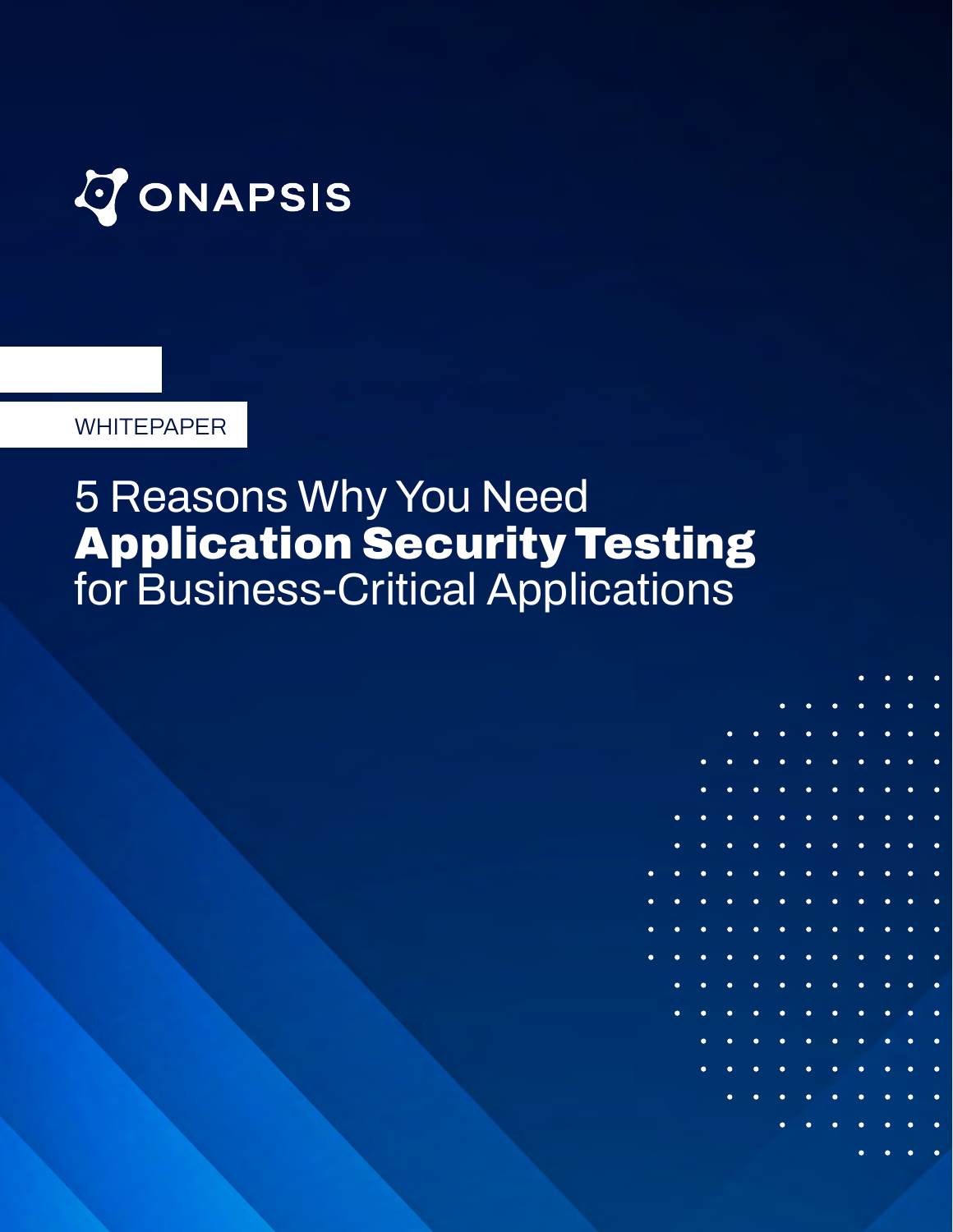ONAPSIS

WHITEPAPER

# 5 Reasons Why You Need **Application Security Testing** for Business-Critical Applications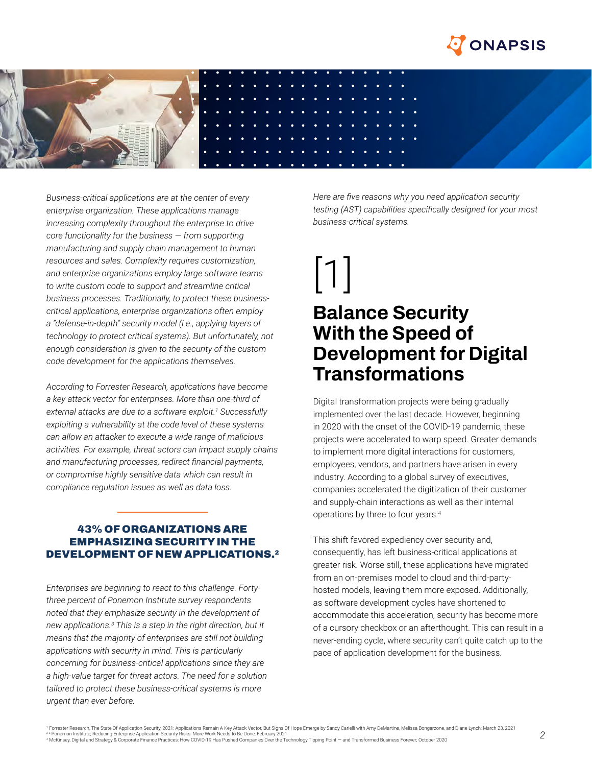*Business-critical applications are at the center of every enterprise organization. These applications manage increasing complexity throughout the enterprise to drive core functionality for the business — from supporting manufacturing and supply chain management to human resources and sales. Complexity requires customization, and enterprise organizations employ large software teams to write custom code to support and streamline critical business processes. Traditionally, to protect these business-critical applications, enterprise organizations often employ a "defense-in-depth" security model (i.e., applying layers of technology to protect critical systems). But unfortunately, not enough consideration is given to the security of the custom code development for the applications themselves.*

*According to Forrester Research, applications have become a key attack vector for enterprises. More than one-third of external attacks are due to a software exploit.[1] Successfully exploiting a vulnerability at the code level of these systems can allow an attacker to execute a wide range of malicious activities. For example, threat actors can impact supply chains and manufacturing processes, redirect financial payments, or compromise highly sensitive data which can result in compliance regulation issues as well as data loss.*

**43% OF ORGANIZATIONS ARE EMPHASIZING SECURITY IN THE DEVELOPMENT OF NEW APPLICATIONS.[2]**

*Enterprises are beginning to react to this challenge. Forty-three percent of Ponemon Institute survey respondents noted that they emphasize security in the development of new applications.[3] This is a step in the right direction, but it means that the majority of enterprises are still not building applications with security in mind. This is particularly concerning for business-critical applications since they are a high-value target for threat actors. The need for a solution tailored to protect these business-critical systems is more urgent than ever before.*

*Here are five reasons why you need application security testing (AST) capabilities specifically designed for your most business-critical systems.*

[1]

## Balance Security With the Speed of Development for Digital Transformations

Digital transformation projects were being gradually implemented over the last decade. However, beginning in 2020 with the onset of the COVID-19 pandemic, these projects were accelerated to warp speed. Greater demands to implement more digital interactions for customers, employees, vendors, and partners have arisen in every industry. According to a global survey of executives, companies accelerated the digitization of their customer and supply-chain interactions as well as their internal operations by three to four years.[4]

This shift favored expediency over security and, consequently, has left business-critical applications at greater risk. Worse still, these applications have migrated from an on-premises model to cloud and third-party-hosted models, leaving them more exposed. Additionally, as software development cycles have shortened to accommodate this acceleration, security has become more of a cursory checkbox or an afterthought. This can result in a never-ending cycle, where security can't quite catch up to the pace of application development for the business.

[1] Forrester Research, The State Of Application Security, 2021: Applications Remain A Key Attack Vector, But Signs Of Hope Emerge by Sandy Carielli with Amy DeMartine, Melissa Bongarzone, and Diane Lynch; March 23, 2021
[2,3] Ponemon Institute, Reducing Enterprise Application Security Risks: More Work Needs to Be Done; February 2021
[4] McKinsey, Digital and Strategy & Corporate Finance Practices: How COVID-19 Has Pushed Companies Over the Technology Tipping Point — and Transformed Business Forever; October 2020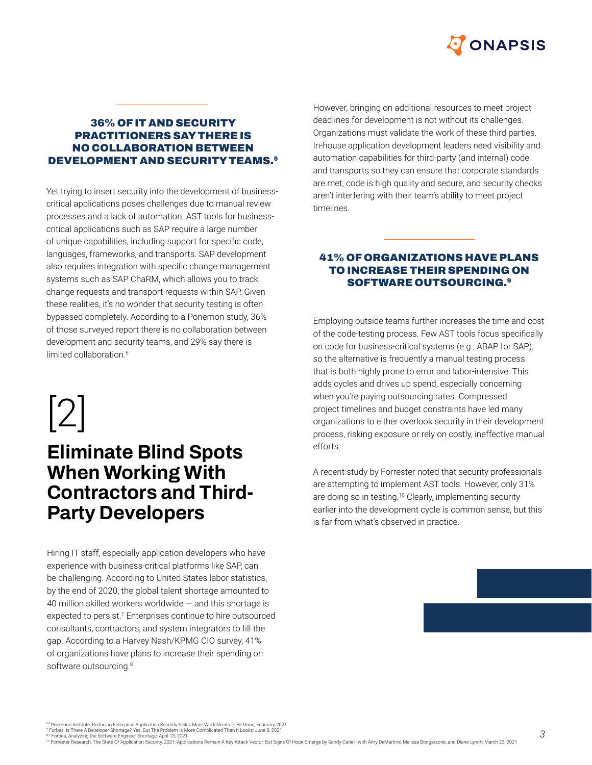**36% OF IT AND SECURITY PRACTITIONERS SAY THERE IS NO COLLABORATION BETWEEN DEVELOPMENT AND SECURITY TEAMS.[5]**

Yet trying to insert security into the development of business-critical applications poses challenges due to manual review processes and a lack of automation. AST tools for business-critical applications such as SAP require a large number of unique capabilities, including support for specific code, languages, frameworks, and transports. SAP development also requires integration with specific change management systems such as SAP ChaRM, which allows you to track change requests and transport requests within SAP. Given these realities, it's no wonder that security testing is often bypassed completely. According to a Ponemon study, 36% of those surveyed report there is no collaboration between development and security teams, and 29% say there is limited collaboration.[6]

[2]

## Eliminate Blind Spots When Working With Contractors and Third-Party Developers

Hiring IT staff, especially application developers who have experience with business-critical platforms like SAP, can be challenging. According to United States labor statistics, by the end of 2020, the global talent shortage amounted to 40 million skilled workers worldwide — and this shortage is expected to persist.[7] Enterprises continue to hire outsourced consultants, contractors, and system integrators to fill the gap. According to a Harvey Nash/KPMG CIO survey, 41% of organizations have plans to increase their spending on software outsourcing.[8]

However, bringing on additional resources to meet project deadlines for development is not without its challenges. Organizations must validate the work of these third parties. In-house application development leaders need visibility and automation capabilities for third-party (and internal) code and transports so they can ensure that corporate standards are met, code is high quality and secure, and security checks aren't interfering with their team's ability to meet project timelines.

**41% OF ORGANIZATIONS HAVE PLANS TO INCREASE THEIR SPENDING ON SOFTWARE OUTSOURCING.[9]**

Employing outside teams further increases the time and cost of the code-testing process. Few AST tools focus specifically on code for business-critical systems (e.g., ABAP for SAP), so the alternative is frequently a manual testing process that is both highly prone to error and labor-intensive. This adds cycles and drives up spend, especially concerning when you're paying outsourcing rates. Compressed project timelines and budget constraints have led many organizations to either overlook security in their development process, risking exposure or rely on costly, ineffective manual efforts.

A recent study by Forrester noted that security professionals are attempting to implement AST tools. However, only 31% are doing so in testing.[10] Clearly, implementing security earlier into the development cycle is common sense, but this is far from what's observed in practice.

[5-6] Ponemon Institute, Reducing Enterprise Application Security Risks: More Work Needs to Be Done; February 2021
[7] Forbes, Is There A Developer Shortage? Yes, But The Problem Is More Complicated Than It Looks; June 8, 2021
[8-9] Forbes, Analyzing the Software Engineer Shortage; April 13, 2021
[10] Forrester Research, The State Of Application Security, 2021: Applications Remain A Key Attack Vector, But Signs Of Hope Emerge by Sandy Carielli with Amy DeMartine, Melissa Bongarzone, and Diane Lynch; March 23, 2021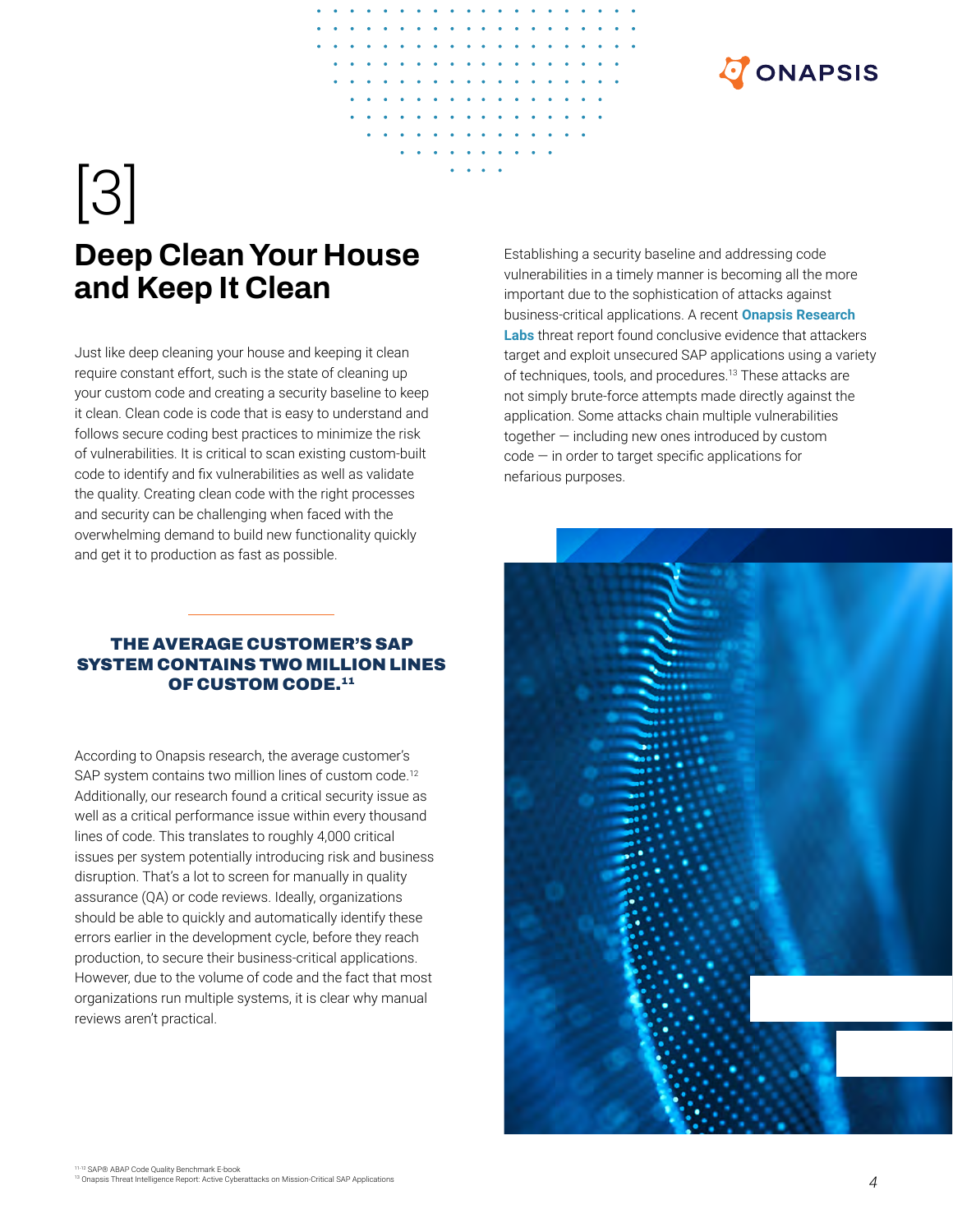[3]

# Deep Clean Your House and Keep It Clean

Just like deep cleaning your house and keeping it clean require constant effort, such is the state of cleaning up your custom code and creating a security baseline to keep it clean. Clean code is code that is easy to understand and follows secure coding best practices to minimize the risk of vulnerabilities. It is critical to scan existing custom-built code to identify and fix vulnerabilities as well as validate the quality. Creating clean code with the right processes and security can be challenging when faced with the overwhelming demand to build new functionality quickly and get it to production as fast as possible.

**THE AVERAGE CUSTOMER'S SAP SYSTEM CONTAINS TWO MILLION LINES OF CUSTOM CODE.[11]**

According to Onapsis research, the average customer's SAP system contains two million lines of custom code.[12] Additionally, our research found a critical security issue as well as a critical performance issue within every thousand lines of code. This translates to roughly 4,000 critical issues per system potentially introducing risk and business disruption. That's a lot to screen for manually in quality assurance (QA) or code reviews. Ideally, organizations should be able to quickly and automatically identify these errors earlier in the development cycle, before they reach production, to secure their business-critical applications. However, due to the volume of code and the fact that most organizations run multiple systems, it is clear why manual reviews aren't practical.

Establishing a security baseline and addressing code vulnerabilities in a timely manner is becoming all the more important due to the sophistication of attacks against business-critical applications. A recent **Onapsis Research Labs** threat report found conclusive evidence that attackers target and exploit unsecured SAP applications using a variety of techniques, tools, and procedures.[13] These attacks are not simply brute-force attempts made directly against the application. Some attacks chain multiple vulnerabilities together — including new ones introduced by custom code — in order to target specific applications for nefarious purposes.

[11-12] SAP® ABAP Code Quality Benchmark E-book
[13] Onapsis Threat Intelligence Report: Active Cyberattacks on Mission-Critical SAP Applications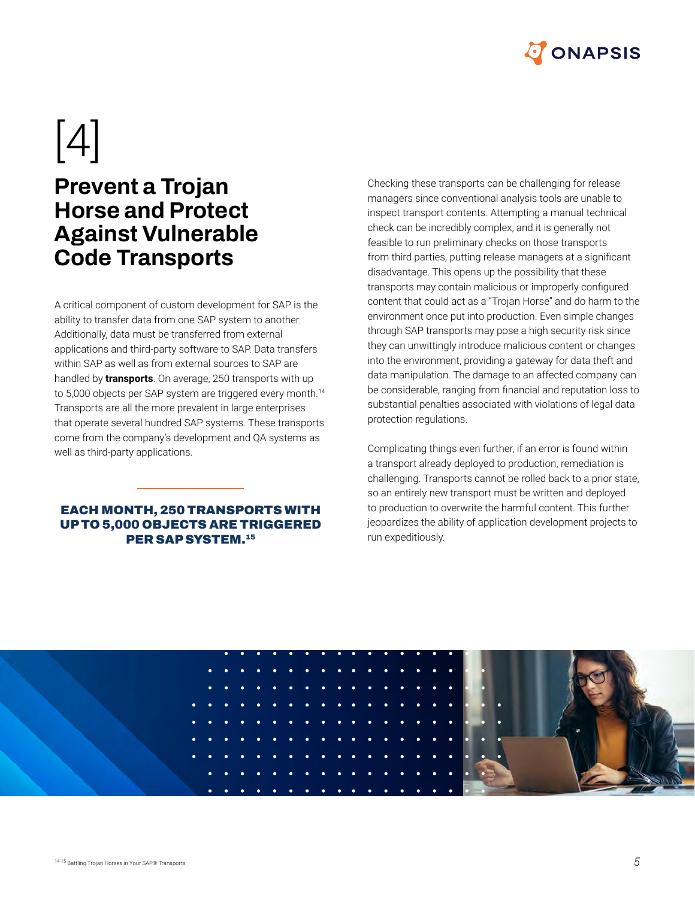[4]

# Prevent a Trojan Horse and Protect Against Vulnerable Code Transports

A critical component of custom development for SAP is the ability to transfer data from one SAP system to another. Additionally, data must be transferred from external applications and third-party software to SAP. Data transfers within SAP as well as from external sources to SAP are handled by **transports**. On average, 250 transports with up to 5,000 objects per SAP system are triggered every month.[14] Transports are all the more prevalent in large enterprises that operate several hundred SAP systems. These transports come from the company's development and QA systems as well as third-party applications.

**EACH MONTH, 250 TRANSPORTS WITH UP TO 5,000 OBJECTS ARE TRIGGERED PER SAP SYSTEM.[15]**

Checking these transports can be challenging for release managers since conventional analysis tools are unable to inspect transport contents. Attempting a manual technical check can be incredibly complex, and it is generally not feasible to run preliminary checks on those transports from third parties, putting release managers at a significant disadvantage. This opens up the possibility that these transports may contain malicious or improperly configured content that could act as a "Trojan Horse" and do harm to the environment once put into production. Even simple changes through SAP transports may pose a high security risk since they can unwittingly introduce malicious content or changes into the environment, providing a gateway for data theft and data manipulation. The damage to an affected company can be considerable, ranging from financial and reputation loss to substantial penalties associated with violations of legal data protection regulations.

Complicating things even further, if an error is found within a transport already deployed to production, remediation is challenging. Transports cannot be rolled back to a prior state, so an entirely new transport must be written and deployed to production to overwrite the harmful content. This further jeopardizes the ability of application development projects to run expeditiously.

[14-15] Battling Trojan Horses in Your SAP® Transports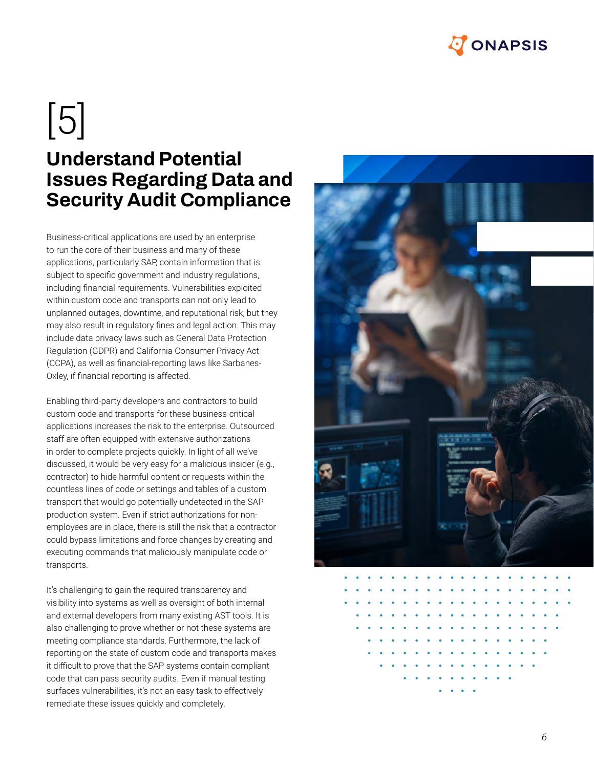[5]

# Understand Potential Issues Regarding Data and Security Audit Compliance

Business-critical applications are used by an enterprise to run the core of their business and many of these applications, particularly SAP, contain information that is subject to specific government and industry regulations, including financial requirements. Vulnerabilities exploited within custom code and transports can not only lead to unplanned outages, downtime, and reputational risk, but they may also result in regulatory fines and legal action. This may include data privacy laws such as General Data Protection Regulation (GDPR) and California Consumer Privacy Act (CCPA), as well as financial-reporting laws like Sarbanes-Oxley, if financial reporting is affected.

Enabling third-party developers and contractors to build custom code and transports for these business-critical applications increases the risk to the enterprise. Outsourced staff are often equipped with extensive authorizations in order to complete projects quickly. In light of all we've discussed, it would be very easy for a malicious insider (e.g., contractor) to hide harmful content or requests within the countless lines of code or settings and tables of a custom transport that would go potentially undetected in the SAP production system. Even if strict authorizations for non-employees are in place, there is still the risk that a contractor could bypass limitations and force changes by creating and executing commands that maliciously manipulate code or transports.

It's challenging to gain the required transparency and visibility into systems as well as oversight of both internal and external developers from many existing AST tools. It is also challenging to prove whether or not these systems are meeting compliance standards. Furthermore, the lack of reporting on the state of custom code and transports makes it difficult to prove that the SAP systems contain compliant code that can pass security audits. Even if manual testing surfaces vulnerabilities, it's not an easy task to effectively remediate these issues quickly and completely.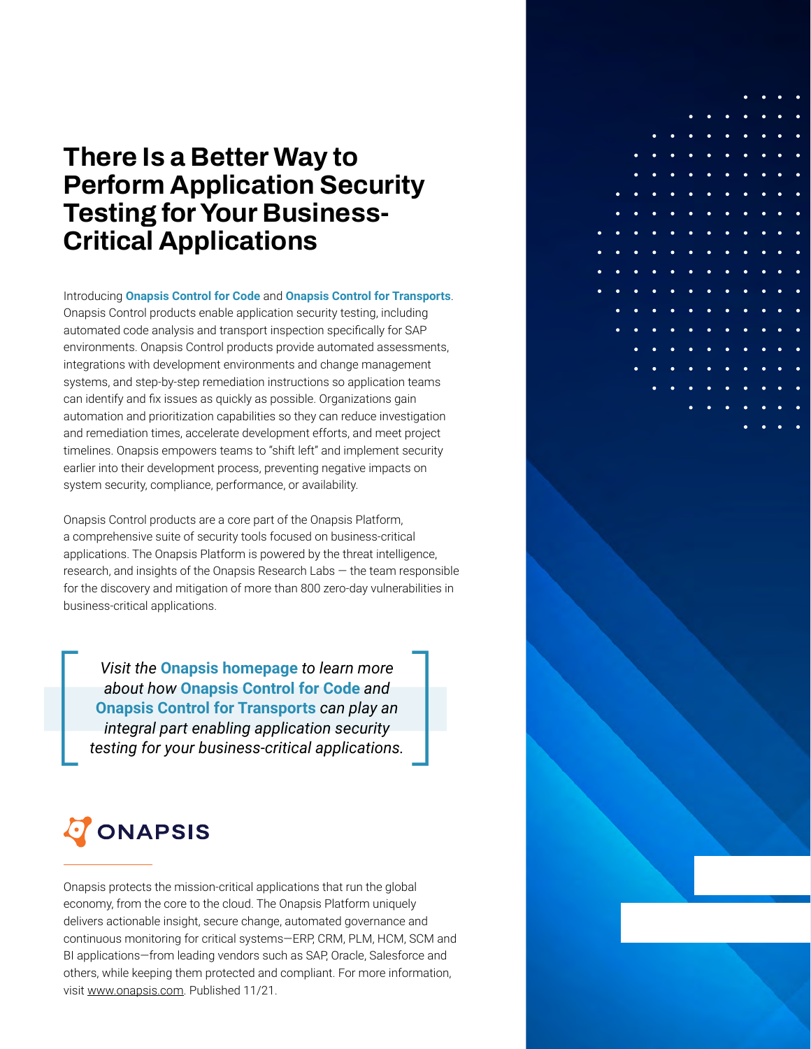# There Is a Better Way to Perform Application Security Testing for Your Business-Critical Applications

Introducing **Onapsis Control for Code** and **Onapsis Control for Transports**. Onapsis Control products enable application security testing, including automated code analysis and transport inspection specifically for SAP environments. Onapsis Control products provide automated assessments, integrations with development environments and change management systems, and step-by-step remediation instructions so application teams can identify and fix issues as quickly as possible. Organizations gain automation and prioritization capabilities so they can reduce investigation and remediation times, accelerate development efforts, and meet project timelines. Onapsis empowers teams to "shift left" and implement security earlier into their development process, preventing negative impacts on system security, compliance, performance, or availability.

Onapsis Control products are a core part of the Onapsis Platform, a comprehensive suite of security tools focused on business-critical applications. The Onapsis Platform is powered by the threat intelligence, research, and insights of the Onapsis Research Labs — the team responsible for the discovery and mitigation of more than 800 zero-day vulnerabilities in business-critical applications.

*Visit the* ***Onapsis homepage*** *to learn more about how* ***Onapsis Control for Code*** *and* ***Onapsis Control for Transports*** *can play an integral part enabling application security testing for your business-critical applications.*

ONAPSIS

Onapsis protects the mission-critical applications that run the global economy, from the core to the cloud. The Onapsis Platform uniquely delivers actionable insight, secure change, automated governance and continuous monitoring for critical systems—ERP, CRM, PLM, HCM, SCM and BI applications—from leading vendors such as SAP, Oracle, Salesforce and others, while keeping them protected and compliant. For more information, visit www.onapsis.com. Published 11/21.